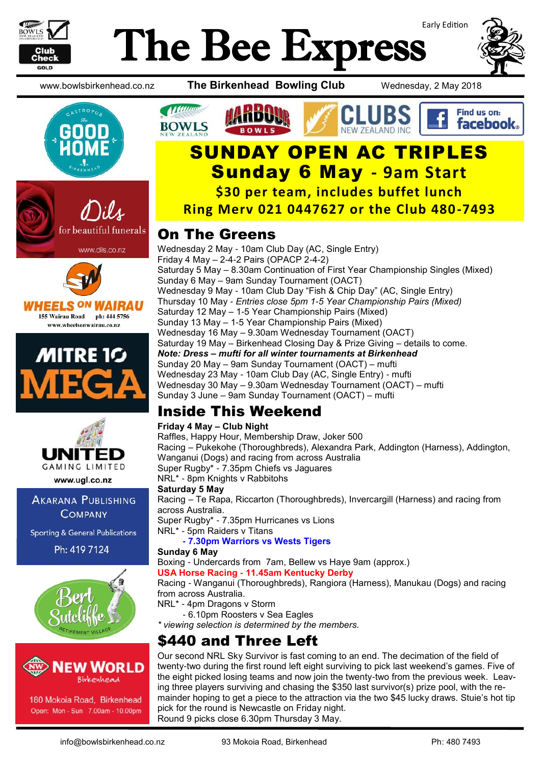# The Bee Express

Early Edition

www.bowlsbirkenhead.co.nz | **The Birkenhead Bowling Club** | Wednesday, 2 May 2018

## SUNDAY OPEN AC TRIPLES

### Sunday 6 May - 9am Start

**$30 per team, includes buffet lunch**

**Ring Merv 021 0447627 or the Club 480-7493**

## On The Greens

Wednesday 2 May - 10am Club Day (AC, Single Entry)
Friday 4 May – 2-4-2 Pairs (OPACP 2-4-2)
Saturday 5 May – 8.30am Continuation of First Year Championship Singles (Mixed)
Sunday 6 May – 9am Sunday Tournament (OACT)
Wednesday 9 May - 10am Club Day "Fish & Chip Day" (AC, Single Entry)
Thursday 10 May - *Entries close 5pm 1-5 Year Championship Pairs (Mixed)*
Saturday 12 May – 1-5 Year Championship Pairs (Mixed)
Sunday 13 May – 1-5 Year Championship Pairs (Mixed)
Wednesday 16 May – 9.30am Wednesday Tournament (OACT)
Saturday 19 May – Birkenhead Closing Day & Prize Giving – details to come.
***Note: Dress – mufti for all winter tournaments at Birkenhead***
Sunday 20 May – 9am Sunday Tournament (OACT) – mufti
Wednesday 23 May - 10am Club Day (AC, Single Entry) - mufti
Wednesday 30 May – 9.30am Wednesday Tournament (OACT) – mufti
Sunday 3 June – 9am Sunday Tournament (OACT) – mufti

## Inside This Weekend

**Friday 4 May – Club Night**
Raffles, Happy Hour, Membership Draw, Joker 500
Racing – Pukekohe (Thoroughbreds), Alexandra Park, Addington (Harness), Addington, Wanganui (Dogs) and racing from across Australia
Super Rugby* - 7.35pm Chiefs vs Jaguares
NRL* - 8pm Knights v Rabbitohs

**Saturday 5 May**
Racing – Te Rapa, Riccarton (Thoroughbreds), Invercargill (Harness) and racing from across Australia.
Super Rugby* - 7.35pm Hurricanes vs Lions
NRL* - 5pm Raiders v Titans
**- 7.30pm Warriors vs Wests Tigers**

**Sunday 6 May**
Boxing - Undercards from 7am, Bellew vs Haye 9am (approx.)
**USA Horse Racing - 11.45am Kentucky Derby**
Racing - Wanganui (Thoroughbreds), Rangiora (Harness), Manukau (Dogs) and racing from across Australia.
NRL* - 4pm Dragons v Storm
- 6.10pm Roosters v Sea Eagles
*\* viewing selection is determined by the members.*

## $440 and Three Left

Our second NRL Sky Survivor is fast coming to an end. The decimation of the field of twenty-two during the first round left eight surviving to pick last weekend's games. Five of the eight picked losing teams and now join the twenty-two from the previous week. Leaving three players surviving and chasing the $350 last survivor(s) prize pool, with the remainder hoping to get a piece to the attraction via the two $45 lucky draws. Stuie's hot tip pick for the round is Newcastle on Friday night.
Round 9 picks close 6.30pm Thursday 3 May.

---

The Good Home Gastropub Birkenhead

Dils for beautiful funerals – www.dils.co.nz

Wheels on Wairau – 155 Wairau Road, ph: 444 5756 – www.wheelsonwairau.co.nz

Mitre 10 Mega

United Gaming Limited – www.ugl.co.nz

Akarana Publishing Company – Sporting & General Publications – Ph: 419 7124

Bert Sutcliffe Retirement Village

New World Birkenhead – 180 Mokoia Road, Birkenhead – Open: Mon - Sun 7.00am - 10.00pm

---

info@bowlsbirkenhead.co.nz | 93 Mokoia Road, Birkenhead | Ph: 480 7493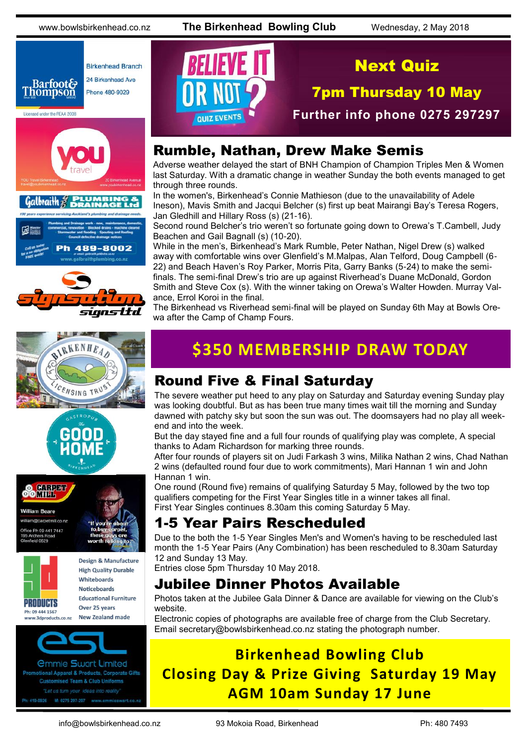**Next Quiz**

**7pm Thursday 10 May**

**Further info phone 0275 297297**

## Rumble, Nathan, Drew Make Semis

Adverse weather delayed the start of BNH Champion of Champion Triples Men & Women last Saturday. With a dramatic change in weather Sunday the both events managed to get through three rounds.

In the women's, Birkenhead's Connie Mathieson (due to the unavailability of Adele Ineson), Mavis Smith and Jacqui Belcher (s) first up beat Mairangi Bay's Teresa Rogers, Jan Gledhill and Hillary Ross (s) (21-16).

Second round Belcher's trio weren't so fortunate going down to Orewa's T.Cambell, Judy Beachen and Gail Bagnall (s) (10-20).

While in the men's, Birkenhead's Mark Rumble, Peter Nathan, Nigel Drew (s) walked away with comfortable wins over Glenfield's M.Malpas, Alan Telford, Doug Campbell (6-22) and Beach Haven's Roy Parker, Morris Pita, Garry Banks (5-24) to make the semi-finals. The semi-final Drew's trio are up against Riverhead's Duane McDonald, Gordon Smith and Steve Cox (s). With the winner taking on Orewa's Walter Howden. Murray Valance, Errol Koroi in the final.

The Birkenhead vs Riverhead semi-final will be played on Sunday 6th May at Bowls Orewa after the Camp of Champ Fours.

**$350 MEMBERSHIP DRAW TODAY**

## Round Five & Final Saturday

The severe weather put heed to any play on Saturday and Saturday evening Sunday play was looking doubtful. But as has been true many times wait till the morning and Sunday dawned with patchy sky but soon the sun was out. The doomsayers had no play all weekend and into the week.

But the day stayed fine and a full four rounds of qualifying play was complete, A special thanks to Adam Richardson for marking three rounds.

After four rounds of players sit on Judi Farkash 3 wins, Milika Nathan 2 wins, Chad Nathan 2 wins (defaulted round four due to work commitments), Mari Hannan 1 win and John Hannan 1 win.

One round (Round five) remains of qualifying Saturday 5 May, followed by the two top qualifiers competing for the First Year Singles title in a winner takes all final.

First Year Singles continues 8.30am this coming Saturday 5 May.

## 1-5 Year Pairs Rescheduled

Due to the both the 1-5 Year Singles Men's and Women's having to be rescheduled last month the 1-5 Year Pairs (Any Combination) has been rescheduled to 8.30am Saturday 12 and Sunday 13 May.

Entries close 5pm Thursday 10 May 2018.

## Jubilee Dinner Photos Available

Photos taken at the Jubilee Gala Dinner & Dance are available for viewing on the Club's website.

Electronic copies of photographs are available free of charge from the Club Secretary. Email secretary@bowlsbirkenhead.co.nz stating the photograph number.

**Birkenhead Bowling Club**
**Closing Day & Prize Giving Saturday 19 May**
**AGM 10am Sunday 17 June**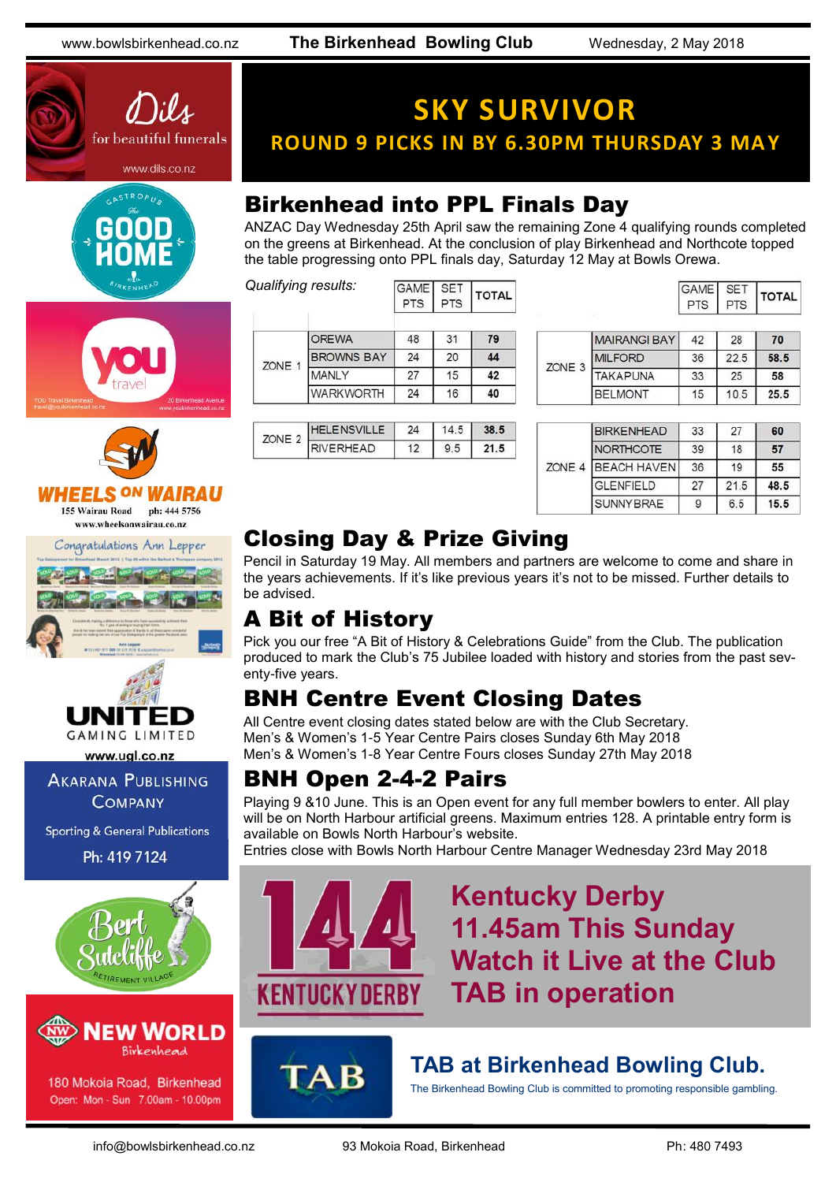# SKY SURVIVOR

## ROUND 9 PICKS IN BY 6.30PM THURSDAY 3 MAY

## Birkenhead into PPL Finals Day

ANZAC Day Wednesday 25th April saw the remaining Zone 4 qualifying rounds completed on the greens at Birkenhead. At the conclusion of play Birkenhead and Northcote topped the table progressing onto PPL finals day, Saturday 12 May at Bowls Orewa.

*Qualifying results:*

| Zone | Club | GAME PTS | SET PTS | TOTAL |
|---|---|---|---|---|
| ZONE 1 | OREWA | 48 | 31 | **79** |
| | BROWNS BAY | 24 | 20 | **44** |
| | MANLY | 27 | 15 | **42** |
| | WARKWORTH | 24 | 16 | **40** |
| ZONE 2 | HELENSVILLE | 24 | 14.5 | **38.5** |
| | RIVERHEAD | 12 | 9.5 | **21.5** |

| Zone | Club | GAME PTS | SET PTS | TOTAL |
|---|---|---|---|---|
| ZONE 3 | MAIRANGI BAY | 42 | 28 | **70** |
| | MILFORD | 36 | 22.5 | **58.5** |
| | TAKAPUNA | 33 | 25 | **58** |
| | BELMONT | 15 | 10.5 | **25.5** |
| ZONE 4 | BIRKENHEAD | 33 | 27 | **60** |
| | NORTHCOTE | 39 | 18 | **57** |
| | BEACH HAVEN | 36 | 19 | **55** |
| | GLENFIELD | 27 | 21.5 | **48.5** |
| | SUNNYBRAE | 9 | 6.5 | **15.5** |

## Closing Day & Prize Giving

Pencil in Saturday 19 May. All members and partners are welcome to come and share in the years achievements. If it's like previous years it's not to be missed. Further details to be advised.

## A Bit of History

Pick you our free "A Bit of History & Celebrations Guide" from the Club. The publication produced to mark the Club's 75 Jubilee loaded with history and stories from the past seventy-five years.

## BNH Centre Event Closing Dates

All Centre event closing dates stated below are with the Club Secretary.
Men's & Women's 1-5 Year Centre Pairs closes Sunday 6th May 2018
Men's & Women's 1-8 Year Centre Fours closes Sunday 27th May 2018

## BNH Open 2-4-2 Pairs

Playing 9 &10 June. This is an Open event for any full member bowlers to enter. All play will be on North Harbour artificial greens. Maximum entries 128. A printable entry form is available on Bowls North Harbour's website.
Entries close with Bowls North Harbour Centre Manager Wednesday 23rd May 2018

144 KENTUCKY DERBY

**Kentucky Derby**
**11.45am This Sunday**
**Watch it Live at the Club**
**TAB in operation**

TAB

**TAB at Birkenhead Bowling Club.**
The Birkenhead Bowling Club is committed to promoting responsible gambling.

Dils for beautiful funerals www.dils.co.nz

Gastropub The Good Home Birkenhead

You travel — YOU Travel Birkenhead travel@youbirkenhead.co.nz — 20 Birkenhead Avenue www.youbirkenhead.co.nz

WHEELS ON WAIRAU — 155 Wairau Road ph: 444 5756 www.wheelsonwairau.co.nz

Congratulations Ann Lepper

UNITED GAMING LIMITED www.ugl.co.nz

AKARANA PUBLISHING COMPANY — Sporting & General Publications — Ph: 419 7124

Bert Sutcliffe Retirement Village

NEW WORLD Birkenhead — 180 Mokoia Road, Birkenhead — Open: Mon - Sun 7.00am - 10.00pm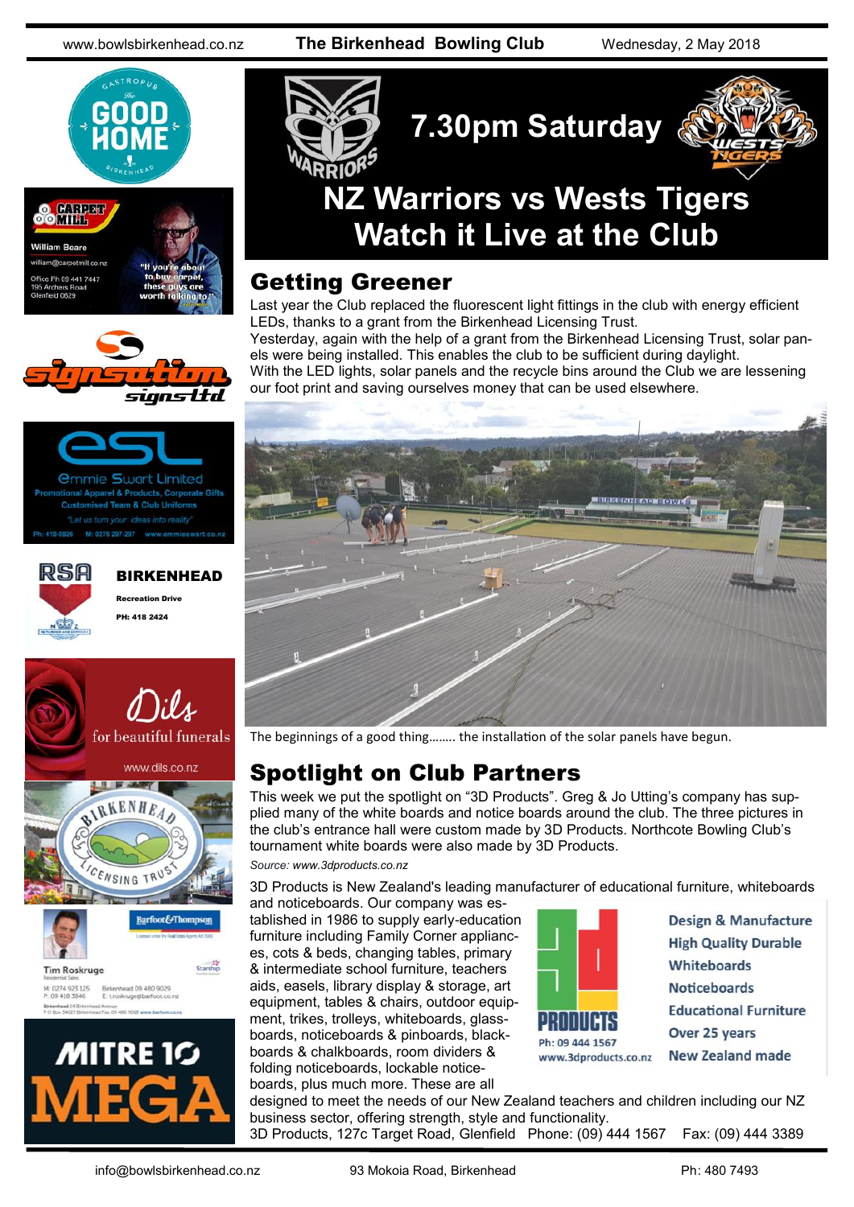# 7.30pm Saturday

# NZ Warriors vs Wests Tigers Watch it Live at the Club

## Getting Greener

Last year the Club replaced the fluorescent light fittings in the club with energy efficient LEDs, thanks to a grant from the Birkenhead Licensing Trust.

Yesterday, again with the help of a grant from the Birkenhead Licensing Trust, solar panels were being installed. This enables the club to be sufficient during daylight.

With the LED lights, solar panels and the recycle bins around the Club we are lessening our foot print and saving ourselves money that can be used elsewhere.

The beginnings of a good thing…….. the installation of the solar panels have begun.

## Spotlight on Club Partners

This week we put the spotlight on "3D Products". Greg & Jo Utting's company has supplied many of the white boards and notice boards around the club. The three pictures in the club's entrance hall were custom made by 3D Products. Northcote Bowling Club's tournament white boards were also made by 3D Products.

*Source: www.3dproducts.co.nz*

3D Products is New Zealand's leading manufacturer of educational furniture, whiteboards and noticeboards. Our company was established in 1986 to supply early-education furniture including Family Corner appliances, cots & beds, changing tables, primary & intermediate school furniture, teachers aids, easels, library display & storage, art equipment, tables & chairs, outdoor equipment, trikes, trolleys, whiteboards, glassboards, noticeboards & pinboards, blackboards & chalkboards, room dividers & folding noticeboards, lockable noticeboards, plus much more. These are all designed to meet the needs of our New Zealand teachers and children including our NZ business sector, offering strength, style and functionality.

3D Products, 127c Target Road, Glenfield Phone: (09) 444 1567 Fax: (09) 444 3389

3D PRODUCTS
Ph: 09 444 1567
www.3dproducts.co.nz

Design & Manufacture
High Quality Durable
Whiteboards
Noticeboards
Educational Furniture
Over 25 years
New Zealand made

---

The Good Home Gastropub Birkenhead

Carpet Mill
William Beare
william@carpetmill.co.nz
Office Ph 09 441 7447
195 Archers Road
Glenfield 0629
"If you're about to buy carpet, these guys are worth talking to."

Signsation Signs Ltd

esl
Emmie Swart Limited
Promotional Apparel & Products, Corporate Gifts
Customised Team & Club Uniforms
"Let us turn your ideas into reality"
Ph: 419-0926 M: 0275 297-297 www.emmieswart.co.nz

RSA
BIRKENHEAD
Recreation Drive
PH: 418 2424

Dils
for beautiful funerals
www.dils.co.nz

Birkenhead Licensing Trust

Barfoot & Thompson
Tim Roskruge
Residential Sales
M: 0274 923 125 P: 09 418 3846
Birkenhead 09 480 9029
E: t.roskruge@barfoot.co.nz

MITRE 10 MEGA